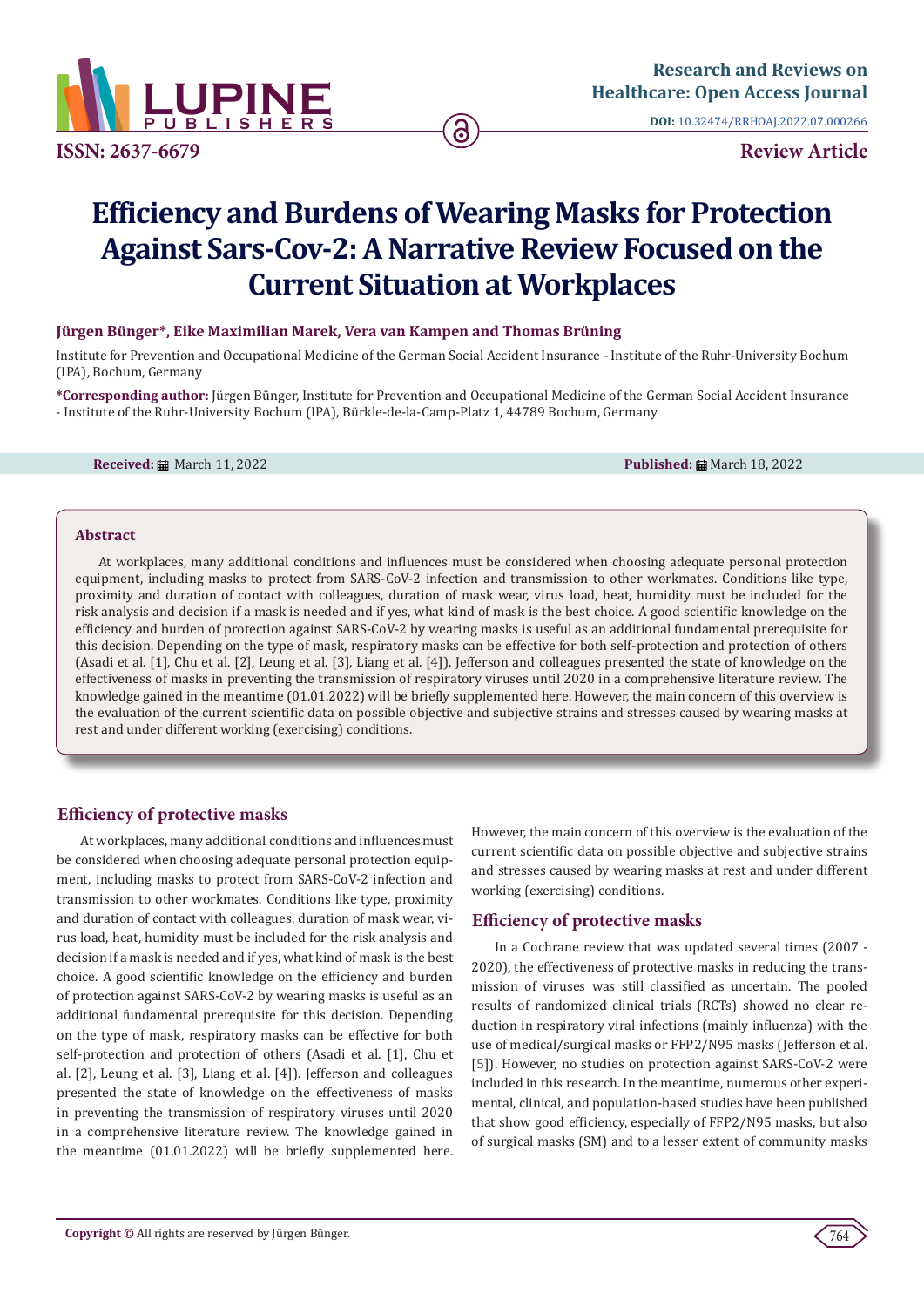ISSN: 2637-6679

**Research and Reviews on Healthcare: Open Access Journal**

**DOI:** 10.32474/RRHOAJ.2022.07.000266

**Review Article**

# Efficiency and Burdens of Wearing Masks for Protection Against Sars-Cov-2: A Narrative Review Focused on the Current Situation at Workplaces

**Jürgen Bünger\*, Eike Maximilian Marek, Vera van Kampen and Thomas Brüning**

Institute for Prevention and Occupational Medicine of the German Social Accident Insurance - Institute of the Ruhr-University Bochum (IPA), Bochum, Germany

**\*Corresponding author:** Jürgen Bünger, Institute for Prevention and Occupational Medicine of the German Social Accident Insurance - Institute of the Ruhr-University Bochum (IPA), Bürkle-de-la-Camp-Platz 1, 44789 Bochum, Germany

**Received:** March 11, 2022 **Published:** March 18, 2022

## Abstract

At workplaces, many additional conditions and influences must be considered when choosing adequate personal protection equipment, including masks to protect from SARS-CoV-2 infection and transmission to other workmates. Conditions like type, proximity and duration of contact with colleagues, duration of mask wear, virus load, heat, humidity must be included for the risk analysis and decision if a mask is needed and if yes, what kind of mask is the best choice. A good scientific knowledge on the efficiency and burden of protection against SARS-CoV-2 by wearing masks is useful as an additional fundamental prerequisite for this decision. Depending on the type of mask, respiratory masks can be effective for both self-protection and protection of others (Asadi et al. [1], Chu et al. [2], Leung et al. [3], Liang et al. [4]). Jefferson and colleagues presented the state of knowledge on the effectiveness of masks in preventing the transmission of respiratory viruses until 2020 in a comprehensive literature review. The knowledge gained in the meantime (01.01.2022) will be briefly supplemented here. However, the main concern of this overview is the evaluation of the current scientific data on possible objective and subjective strains and stresses caused by wearing masks at rest and under different working (exercising) conditions.

## Efficiency of protective masks

At workplaces, many additional conditions and influences must be considered when choosing adequate personal protection equipment, including masks to protect from SARS-CoV-2 infection and transmission to other workmates. Conditions like type, proximity and duration of contact with colleagues, duration of mask wear, virus load, heat, humidity must be included for the risk analysis and decision if a mask is needed and if yes, what kind of mask is the best choice. A good scientific knowledge on the efficiency and burden of protection against SARS-CoV-2 by wearing masks is useful as an additional fundamental prerequisite for this decision. Depending on the type of mask, respiratory masks can be effective for both self-protection and protection of others (Asadi et al. [1], Chu et al. [2], Leung et al. [3], Liang et al. [4]). Jefferson and colleagues presented the state of knowledge on the effectiveness of masks in preventing the transmission of respiratory viruses until 2020 in a comprehensive literature review. The knowledge gained in the meantime (01.01.2022) will be briefly supplemented here. However, the main concern of this overview is the evaluation of the current scientific data on possible objective and subjective strains and stresses caused by wearing masks at rest and under different working (exercising) conditions.

## Efficiency of protective masks

In a Cochrane review that was updated several times (2007 - 2020), the effectiveness of protective masks in reducing the transmission of viruses was still classified as uncertain. The pooled results of randomized clinical trials (RCTs) showed no clear reduction in respiratory viral infections (mainly influenza) with the use of medical/surgical masks or FFP2/N95 masks (Jefferson et al. [5]). However, no studies on protection against SARS-CoV-2 were included in this research. In the meantime, numerous other experimental, clinical, and population-based studies have been published that show good efficiency, especially of FFP2/N95 masks, but also of surgical masks (SM) and to a lesser extent of community masks

**Copyright ©** All rights are reserved by Jürgen Bünger.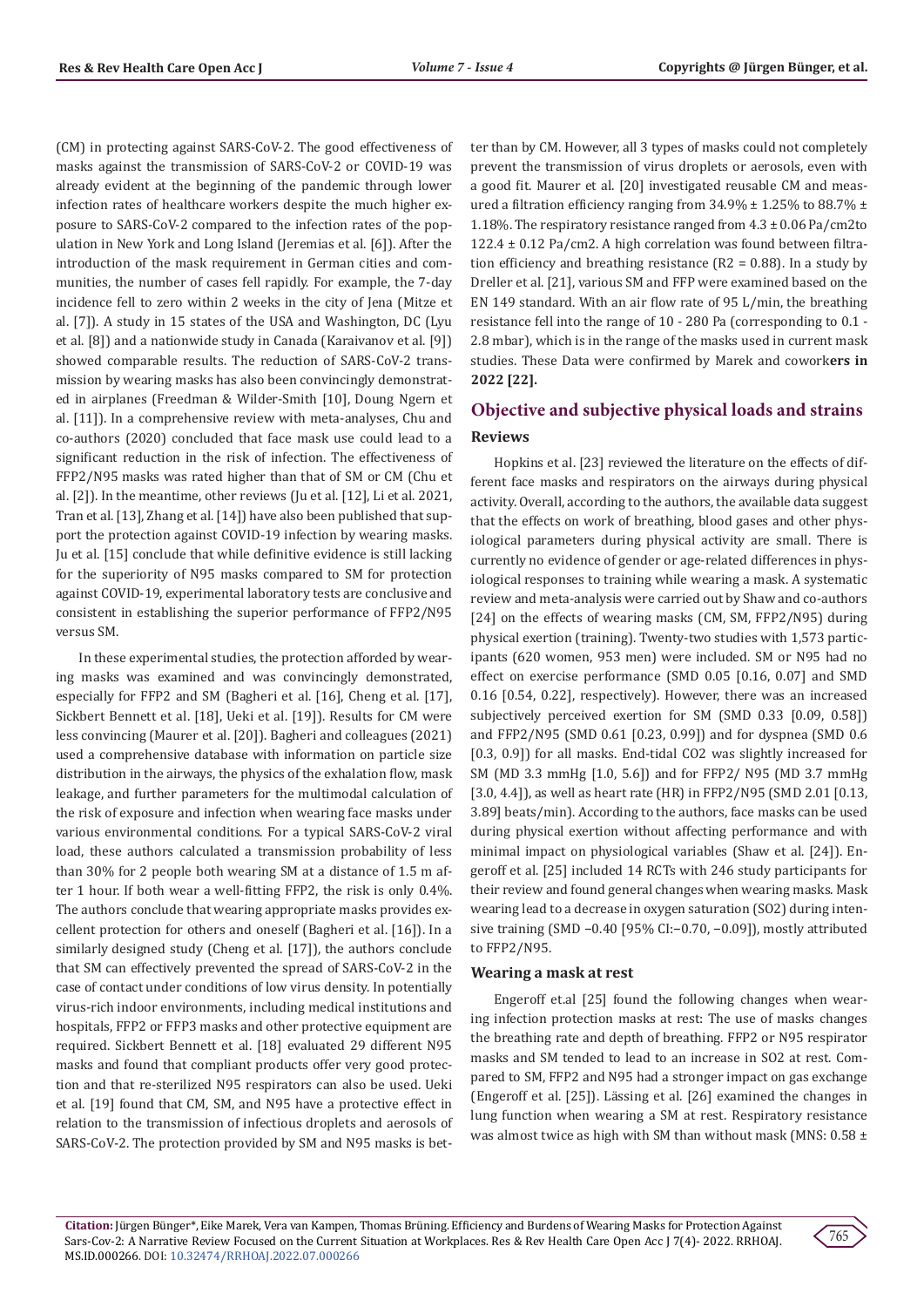(CM) in protecting against SARS-CoV-2. The good effectiveness of masks against the transmission of SARS-CoV-2 or COVID-19 was already evident at the beginning of the pandemic through lower infection rates of healthcare workers despite the much higher exposure to SARS-CoV-2 compared to the infection rates of the population in New York and Long Island (Jeremias et al. [6]). After the introduction of the mask requirement in German cities and communities, the number of cases fell rapidly. For example, the 7-day incidence fell to zero within 2 weeks in the city of Jena (Mitze et al. [7]). A study in 15 states of the USA and Washington, DC (Lyu et al. [8]) and a nationwide study in Canada (Karaivanov et al. [9]) showed comparable results. The reduction of SARS-CoV-2 transmission by wearing masks has also been convincingly demonstrated in airplanes (Freedman & Wilder-Smith [10], Doung Ngern et al. [11]). In a comprehensive review with meta-analyses, Chu and co-authors (2020) concluded that face mask use could lead to a significant reduction in the risk of infection. The effectiveness of FFP2/N95 masks was rated higher than that of SM or CM (Chu et al. [2]). In the meantime, other reviews (Ju et al. [12], Li et al. 2021, Tran et al. [13], Zhang et al. [14]) have also been published that support the protection against COVID-19 infection by wearing masks. Ju et al. [15] conclude that while definitive evidence is still lacking for the superiority of N95 masks compared to SM for protection against COVID-19, experimental laboratory tests are conclusive and consistent in establishing the superior performance of FFP2/N95 versus SM.

In these experimental studies, the protection afforded by wearing masks was examined and was convincingly demonstrated, especially for FFP2 and SM (Bagheri et al. [16], Cheng et al. [17], Sickbert Bennett et al. [18], Ueki et al. [19]). Results for CM were less convincing (Maurer et al. [20]). Bagheri and colleagues (2021) used a comprehensive database with information on particle size distribution in the airways, the physics of the exhalation flow, mask leakage, and further parameters for the multimodal calculation of the risk of exposure and infection when wearing face masks under various environmental conditions. For a typical SARS-CoV-2 viral load, these authors calculated a transmission probability of less than 30% for 2 people both wearing SM at a distance of 1.5 m after 1 hour. If both wear a well-fitting FFP2, the risk is only 0.4%. The authors conclude that wearing appropriate masks provides excellent protection for others and oneself (Bagheri et al. [16]). In a similarly designed study (Cheng et al. [17]), the authors conclude that SM can effectively prevented the spread of SARS-CoV-2 in the case of contact under conditions of low virus density. In potentially virus-rich indoor environments, including medical institutions and hospitals, FFP2 or FFP3 masks and other protective equipment are required. Sickbert Bennett et al. [18] evaluated 29 different N95 masks and found that compliant products offer very good protection and that re-sterilized N95 respirators can also be used. Ueki et al. [19] found that CM, SM, and N95 have a protective effect in relation to the transmission of infectious droplets and aerosols of SARS-CoV-2. The protection provided by SM and N95 masks is better than by CM. However, all 3 types of masks could not completely prevent the transmission of virus droplets or aerosols, even with a good fit. Maurer et al. [20] investigated reusable CM and measured a filtration efficiency ranging from 34.9% ± 1.25% to 88.7% ± 1.18%. The respiratory resistance ranged from 4.3 ± 0.06 Pa/cm2to 122.4 ± 0.12 Pa/cm2. A high correlation was found between filtration efficiency and breathing resistance ($R2 = 0.88$). In a study by Dreller et al. [21], various SM and FFP were examined based on the EN 149 standard. With an air flow rate of 95 L/min, the breathing resistance fell into the range of 10 - 280 Pa (corresponding to 0.1 - 2.8 mbar), which is in the range of the masks used in current mask studies. These Data were confirmed by Marek and cowork**ers in 2022 [22].**

## Objective and subjective physical loads and strains

### Reviews

Hopkins et al. [23] reviewed the literature on the effects of different face masks and respirators on the airways during physical activity. Overall, according to the authors, the available data suggest that the effects on work of breathing, blood gases and other physiological parameters during physical activity are small. There is currently no evidence of gender or age-related differences in physiological responses to training while wearing a mask. A systematic review and meta-analysis were carried out by Shaw and co-authors [24] on the effects of wearing masks (CM, SM, FFP2/N95) during physical exertion (training). Twenty-two studies with 1,573 participants (620 women, 953 men) were included. SM or N95 had no effect on exercise performance (SMD 0.05 [0.16, 0.07] and SMD 0.16 [0.54, 0.22], respectively). However, there was an increased subjectively perceived exertion for SM (SMD 0.33 [0.09, 0.58]) and FFP2/N95 (SMD 0.61 [0.23, 0.99]) and for dyspnea (SMD 0.6 [0.3, 0.9]) for all masks. End-tidal CO2 was slightly increased for SM (MD 3.3 mmHg [1.0, 5.6]) and for FFP2/ N95 (MD 3.7 mmHg [3.0, 4.4]), as well as heart rate (HR) in FFP2/N95 (SMD 2.01 [0.13, 3.89] beats/min). According to the authors, face masks can be used during physical exertion without affecting performance and with minimal impact on physiological variables (Shaw et al. [24]). Engeroff et al. [25] included 14 RCTs with 246 study participants for their review and found general changes when wearing masks. Mask wearing lead to a decrease in oxygen saturation (SO2) during intensive training (SMD −0.40 [95% CI:−0.70, −0.09]), mostly attributed to FFP2/N95.

### Wearing a mask at rest

Engeroff et.al [25] found the following changes when wearing infection protection masks at rest: The use of masks changes the breathing rate and depth of breathing. FFP2 or N95 respirator masks and SM tended to lead to an increase in SO2 at rest. Compared to SM, FFP2 and N95 had a stronger impact on gas exchange (Engeroff et al. [25]). Lässing et al. [26] examined the changes in lung function when wearing a SM at rest. Respiratory resistance was almost twice as high with SM than without mask (MNS: 0.58 ±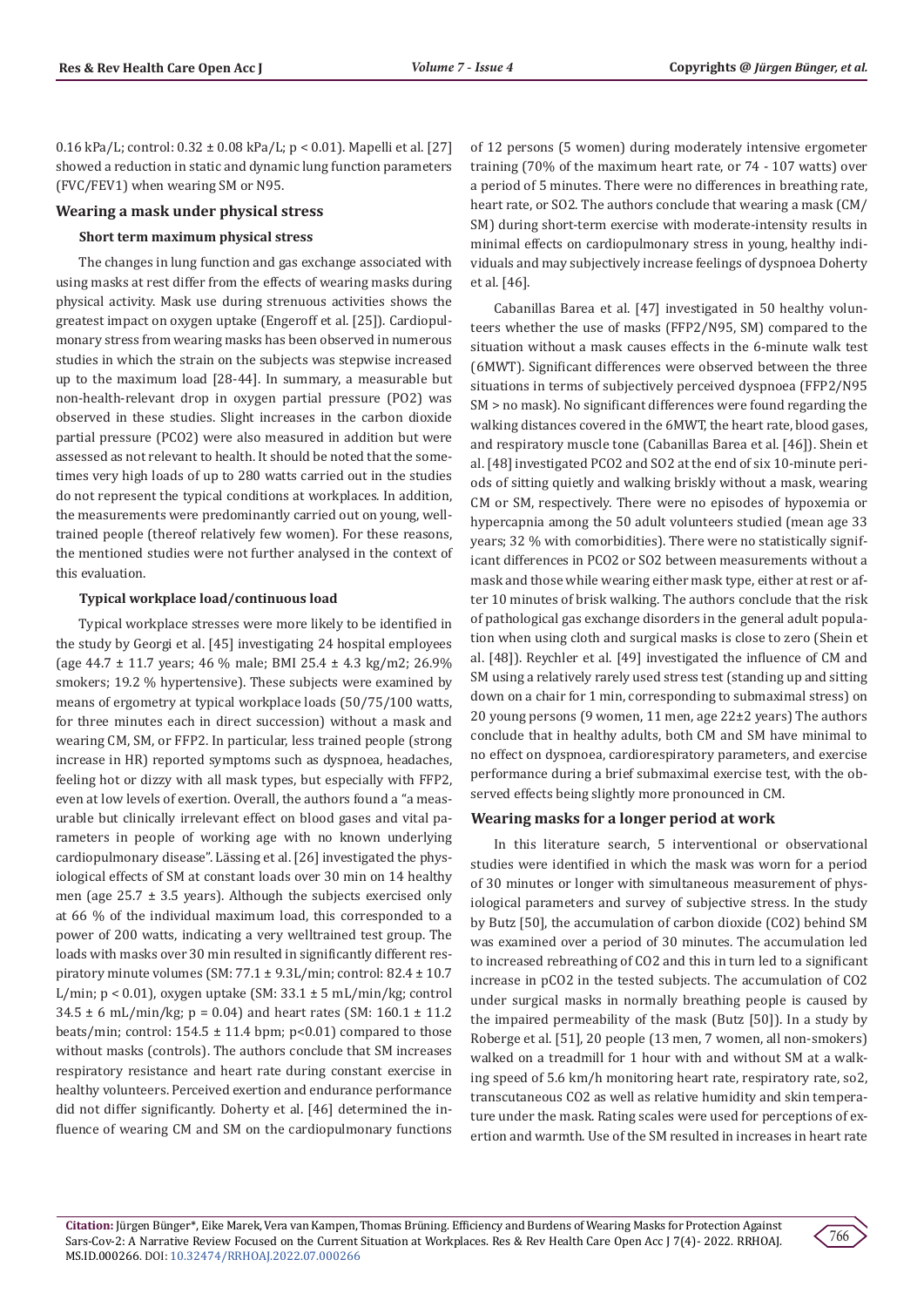0.16 kPa/L; control: 0.32 ± 0.08 kPa/L; $p < 0.01$). Mapelli et al. [27] showed a reduction in static and dynamic lung function parameters (FVC/FEV1) when wearing SM or N95.

## Wearing a mask under physical stress

### Short term maximum physical stress

The changes in lung function and gas exchange associated with using masks at rest differ from the effects of wearing masks during physical activity. Mask use during strenuous activities shows the greatest impact on oxygen uptake (Engeroff et al. [25]). Cardiopulmonary stress from wearing masks has been observed in numerous studies in which the strain on the subjects was stepwise increased up to the maximum load [28-44]. In summary, a measurable but non-health-relevant drop in oxygen partial pressure (PO2) was observed in these studies. Slight increases in the carbon dioxide partial pressure (PCO2) were also measured in addition but were assessed as not relevant to health. It should be noted that the sometimes very high loads of up to 280 watts carried out in the studies do not represent the typical conditions at workplaces. In addition, the measurements were predominantly carried out on young, well-trained people (thereof relatively few women). For these reasons, the mentioned studies were not further analysed in the context of this evaluation.

### Typical workplace load/continuous load

Typical workplace stresses were more likely to be identified in the study by Georgi et al. [45] investigating 24 hospital employees (age 44.7 ± 11.7 years; 46 % male; BMI 25.4 ± 4.3 kg/m2; 26.9% smokers; 19.2 % hypertensive). These subjects were examined by means of ergometry at typical workplace loads (50/75/100 watts, for three minutes each in direct succession) without a mask and wearing CM, SM, or FFP2. In particular, less trained people (strong increase in HR) reported symptoms such as dyspnoea, headaches, feeling hot or dizzy with all mask types, but especially with FFP2, even at low levels of exertion. Overall, the authors found a "a measurable but clinically irrelevant effect on blood gases and vital parameters in people of working age with no known underlying cardiopulmonary disease". Lässing et al. [26] investigated the physiological effects of SM at constant loads over 30 min on 14 healthy men (age 25.7 ± 3.5 years). Although the subjects exercised only at 66 % of the individual maximum load, this corresponded to a power of 200 watts, indicating a very welltrained test group. The loads with masks over 30 min resulted in significantly different respiratory minute volumes (SM: 77.1 ± 9.3L/min; control: 82.4 ± 10.7 L/min; $p < 0.01$), oxygen uptake (SM: 33.1 ± 5 mL/min/kg; control 34.5 ± 6 mL/min/kg; $p = 0.04$) and heart rates (SM: 160.1 ± 11.2 beats/min; control: 154.5 ± 11.4 bpm; $p<0.01$) compared to those without masks (controls). The authors conclude that SM increases respiratory resistance and heart rate during constant exercise in healthy volunteers. Perceived exertion and endurance performance did not differ significantly. Doherty et al. [46] determined the influence of wearing CM and SM on the cardiopulmonary functions of 12 persons (5 women) during moderately intensive ergometer training (70% of the maximum heart rate, or 74 - 107 watts) over a period of 5 minutes. There were no differences in breathing rate, heart rate, or SO2. The authors conclude that wearing a mask (CM/SM) during short-term exercise with moderate-intensity results in minimal effects on cardiopulmonary stress in young, healthy individuals and may subjectively increase feelings of dyspnoea Doherty et al. [46].

Cabanillas Barea et al. [47] investigated in 50 healthy volunteers whether the use of masks (FFP2/N95, SM) compared to the situation without a mask causes effects in the 6-minute walk test (6MWT). Significant differences were observed between the three situations in terms of subjectively perceived dyspnoea (FFP2/N95 SM > no mask). No significant differences were found regarding the walking distances covered in the 6MWT, the heart rate, blood gases, and respiratory muscle tone (Cabanillas Barea et al. [46]). Shein et al. [48] investigated PCO2 and SO2 at the end of six 10-minute periods of sitting quietly and walking briskly without a mask, wearing CM or SM, respectively. There were no episodes of hypoxemia or hypercapnia among the 50 adult volunteers studied (mean age 33 years; 32 % with comorbidities). There were no statistically significant differences in PCO2 or SO2 between measurements without a mask and those while wearing either mask type, either at rest or after 10 minutes of brisk walking. The authors conclude that the risk of pathological gas exchange disorders in the general adult population when using cloth and surgical masks is close to zero (Shein et al. [48]). Reychler et al. [49] investigated the influence of CM and SM using a relatively rarely used stress test (standing up and sitting down on a chair for 1 min, corresponding to submaximal stress) on 20 young persons (9 women, 11 men, age 22±2 years) The authors conclude that in healthy adults, both CM and SM have minimal to no effect on dyspnoea, cardiorespiratory parameters, and exercise performance during a brief submaximal exercise test, with the observed effects being slightly more pronounced in CM.

## Wearing masks for a longer period at work

In this literature search, 5 interventional or observational studies were identified in which the mask was worn for a period of 30 minutes or longer with simultaneous measurement of physiological parameters and survey of subjective stress. In the study by Butz [50], the accumulation of carbon dioxide ($CO_2$) behind SM was examined over a period of 30 minutes. The accumulation led to increased rebreathing of $CO_2$ and this in turn led to a significant increase in pCO2 in the tested subjects. The accumulation of $CO_2$ under surgical masks in normally breathing people is caused by the impaired permeability of the mask (Butz [50]). In a study by Roberge et al. [51], 20 people (13 men, 7 women, all non-smokers) walked on a treadmill for 1 hour with and without SM at a walking speed of 5.6 km/h monitoring heart rate, respiratory rate, so2, transcutaneous $CO_2$ as well as relative humidity and skin temperature under the mask. Rating scales were used for perceptions of exertion and warmth. Use of the SM resulted in increases in heart rate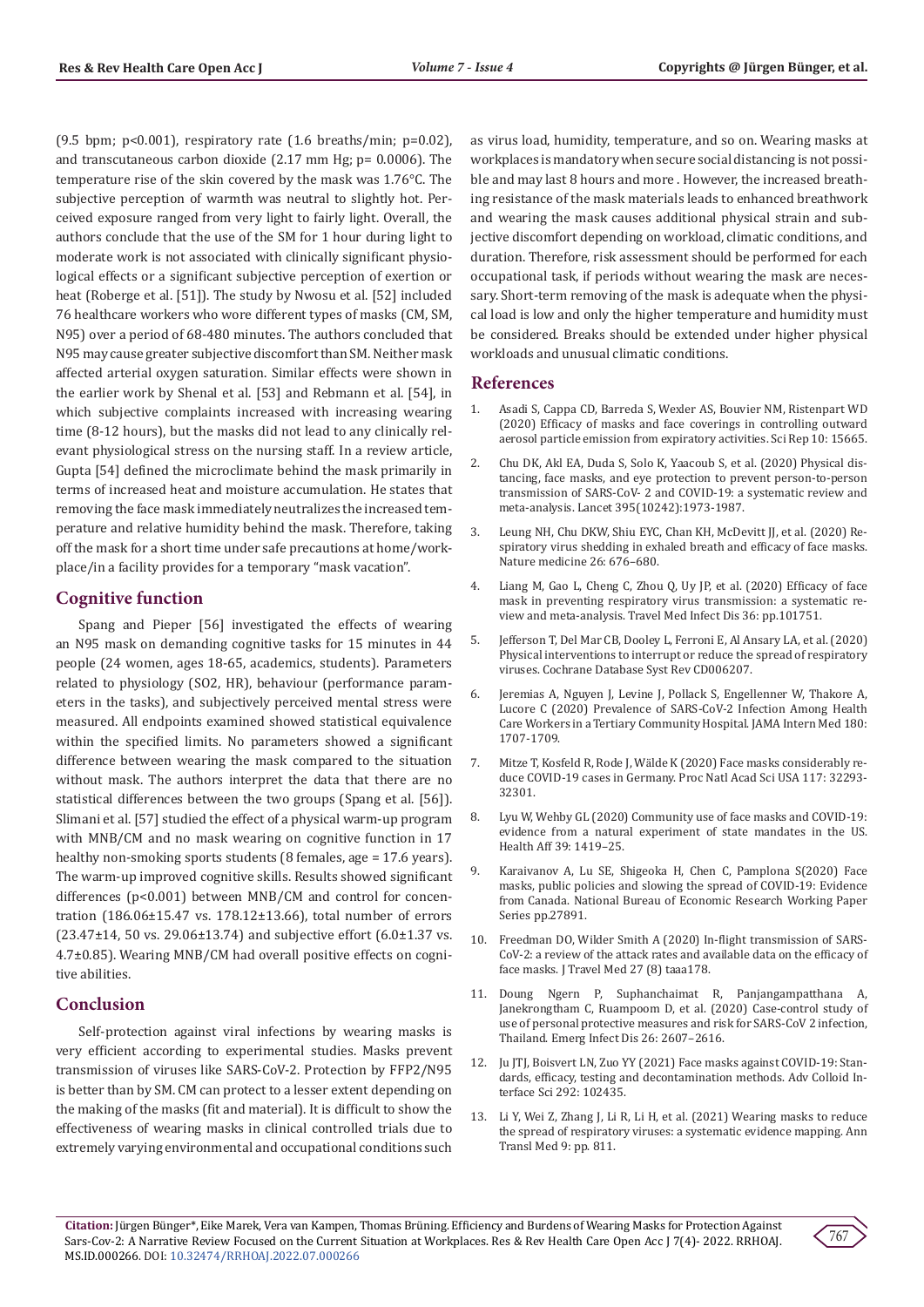(9.5 bpm; p<0.001), respiratory rate (1.6 breaths/min; p=0.02), and transcutaneous carbon dioxide (2.17 mm Hg; p= 0.0006). The temperature rise of the skin covered by the mask was 1.76°C. The subjective perception of warmth was neutral to slightly hot. Perceived exposure ranged from very light to fairly light. Overall, the authors conclude that the use of the SM for 1 hour during light to moderate work is not associated with clinically significant physiological effects or a significant subjective perception of exertion or heat (Roberge et al. [51]). The study by Nwosu et al. [52] included 76 healthcare workers who wore different types of masks (CM, SM, N95) over a period of 68-480 minutes. The authors concluded that N95 may cause greater subjective discomfort than SM. Neither mask affected arterial oxygen saturation. Similar effects were shown in the earlier work by Shenal et al. [53] and Rebmann et al. [54], in which subjective complaints increased with increasing wearing time (8-12 hours), but the masks did not lead to any clinically relevant physiological stress on the nursing staff. In a review article, Gupta [54] defined the microclimate behind the mask primarily in terms of increased heat and moisture accumulation. He states that removing the face mask immediately neutralizes the increased temperature and relative humidity behind the mask. Therefore, taking off the mask for a short time under safe precautions at home/workplace/in a facility provides for a temporary "mask vacation".

## Cognitive function

Spang and Pieper [56] investigated the effects of wearing an N95 mask on demanding cognitive tasks for 15 minutes in 44 people (24 women, ages 18-65, academics, students). Parameters related to physiology (SO2, HR), behaviour (performance parameters in the tasks), and subjectively perceived mental stress were measured. All endpoints examined showed statistical equivalence within the specified limits. No parameters showed a significant difference between wearing the mask compared to the situation without mask. The authors interpret the data that there are no statistical differences between the two groups (Spang et al. [56]). Slimani et al. [57] studied the effect of a physical warm-up program with MNB/CM and no mask wearing on cognitive function in 17 healthy non-smoking sports students (8 females, age = 17.6 years). The warm-up improved cognitive skills. Results showed significant differences (p<0.001) between MNB/CM and control for concentration (186.06±15.47 vs. 178.12±13.66), total number of errors (23.47±14, 50 vs. 29.06±13.74) and subjective effort (6.0±1.37 vs. 4.7±0.85). Wearing MNB/CM had overall positive effects on cognitive abilities.

## Conclusion

Self-protection against viral infections by wearing masks is very efficient according to experimental studies. Masks prevent transmission of viruses like SARS-CoV-2. Protection by FFP2/N95 is better than by SM. CM can protect to a lesser extent depending on the making of the masks (fit and material). It is difficult to show the effectiveness of wearing masks in clinical controlled trials due to extremely varying environmental and occupational conditions such as virus load, humidity, temperature, and so on. Wearing masks at workplaces is mandatory when secure social distancing is not possible and may last 8 hours and more . However, the increased breathing resistance of the mask materials leads to enhanced breathwork and wearing the mask causes additional physical strain and subjective discomfort depending on workload, climatic conditions, and duration. Therefore, risk assessment should be performed for each occupational task, if periods without wearing the mask are necessary. Short-term removing of the mask is adequate when the physical load is low and only the higher temperature and humidity must be considered. Breaks should be extended under higher physical workloads and unusual climatic conditions.

## References

1. Asadi S, Cappa CD, Barreda S, Wexler AS, Bouvier NM, Ristenpart WD (2020) Efficacy of masks and face coverings in controlling outward aerosol particle emission from expiratory activities. Sci Rep 10: 15665.
2. Chu DK, Akl EA, Duda S, Solo K, Yaacoub S, et al. (2020) Physical distancing, face masks, and eye protection to prevent person-to-person transmission of SARS-CoV- 2 and COVID-19: a systematic review and meta-analysis. Lancet 395(10242):1973-1987.
3. Leung NH, Chu DKW, Shiu EYC, Chan KH, McDevitt JJ, et al. (2020) Respiratory virus shedding in exhaled breath and efficacy of face masks. Nature medicine 26: 676–680.
4. Liang M, Gao L, Cheng C, Zhou Q, Uy JP, et al. (2020) Efficacy of face mask in preventing respiratory virus transmission: a systematic review and meta-analysis. Travel Med Infect Dis 36: pp.101751.
5. Jefferson T, Del Mar CB, Dooley L, Ferroni E, Al Ansary LA, et al. (2020) Physical interventions to interrupt or reduce the spread of respiratory viruses. Cochrane Database Syst Rev CD006207.
6. Jeremias A, Nguyen J, Levine J, Pollack S, Engellenner W, Thakore A, Lucore C (2020) Prevalence of SARS-CoV-2 Infection Among Health Care Workers in a Tertiary Community Hospital. JAMA Intern Med 180: 1707-1709.
7. Mitze T, Kosfeld R, Rode J, Wälde K (2020) Face masks considerably reduce COVID-19 cases in Germany. Proc Natl Acad Sci USA 117: 32293-32301.
8. Lyu W, Wehby GL (2020) Community use of face masks and COVID-19: evidence from a natural experiment of state mandates in the US. Health Aff 39: 1419–25.
9. Karaivanov A, Lu SE, Shigeoka H, Chen C, Pamplona S(2020) Face masks, public policies and slowing the spread of COVID-19: Evidence from Canada. National Bureau of Economic Research Working Paper Series pp.27891.
10. Freedman DO, Wilder Smith A (2020) In-flight transmission of SARS-CoV-2: a review of the attack rates and available data on the efficacy of face masks. J Travel Med 27 (8) taaa178.
11. Doung Ngern P, Suphanchaimat R, Panjangampatthana A, Janekrongtham C, Ruampoom D, et al. (2020) Case-control study of use of personal protective measures and risk for SARS-CoV 2 infection, Thailand. Emerg Infect Dis 26: 2607–2616.
12. Ju JTJ, Boisvert LN, Zuo YY (2021) Face masks against COVID-19: Standards, efficacy, testing and decontamination methods. Adv Colloid Interface Sci 292: 102435.
13. Li Y, Wei Z, Zhang J, Li R, Li H, et al. (2021) Wearing masks to reduce the spread of respiratory viruses: a systematic evidence mapping. Ann Transl Med 9: pp. 811.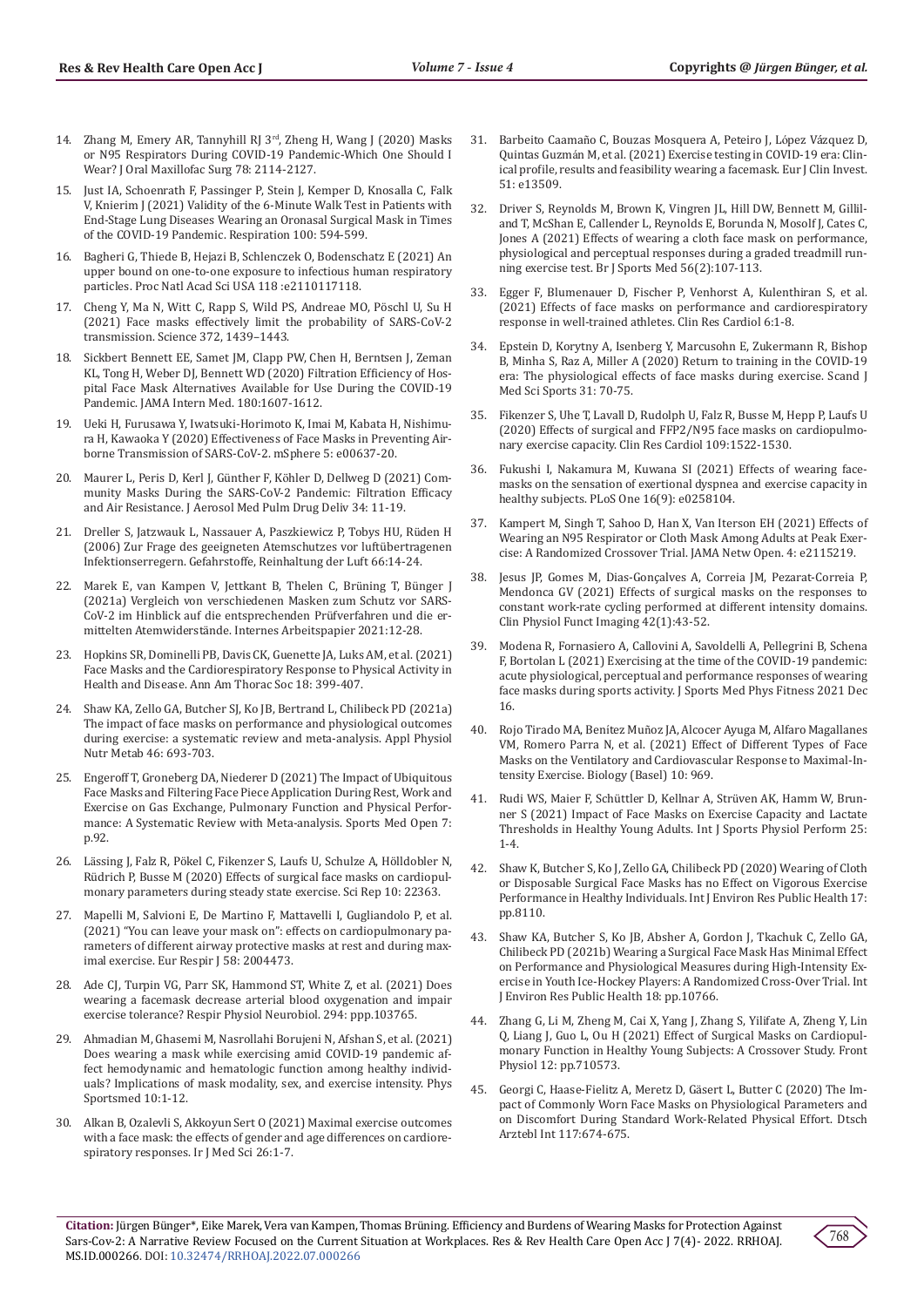14. Zhang M, Emery AR, Tannyhill RJ 3rd, Zheng H, Wang J (2020) Masks or N95 Respirators During COVID-19 Pandemic-Which One Should I Wear? J Oral Maxillofac Surg 78: 2114-2127.
15. Just IA, Schoenrath F, Passinger P, Stein J, Kemper D, Knosalla C, Falk V, Knierim J (2021) Validity of the 6-Minute Walk Test in Patients with End-Stage Lung Diseases Wearing an Oronasal Surgical Mask in Times of the COVID-19 Pandemic. Respiration 100: 594-599.
16. Bagheri G, Thiede B, Hejazi B, Schlenczek O, Bodenschatz E (2021) An upper bound on one-to-one exposure to infectious human respiratory particles. Proc Natl Acad Sci USA 118 :e2110117118.
17. Cheng Y, Ma N, Witt C, Rapp S, Wild PS, Andreae MO, Pöschl U, Su H (2021) Face masks effectively limit the probability of SARS-CoV-2 transmission. Science 372, 1439–1443.
18. Sickbert Bennett EE, Samet JM, Clapp PW, Chen H, Berntsen J, Zeman KL, Tong H, Weber DJ, Bennett WD (2020) Filtration Efficiency of Hospital Face Mask Alternatives Available for Use During the COVID-19 Pandemic. JAMA Intern Med. 180:1607-1612.
19. Ueki H, Furusawa Y, Iwatsuki-Horimoto K, Imai M, Kabata H, Nishimura H, Kawaoka Y (2020) Effectiveness of Face Masks in Preventing Airborne Transmission of SARS-CoV-2. mSphere 5: e00637-20.
20. Maurer L, Peris D, Kerl J, Günther F, Köhler D, Dellweg D (2021) Community Masks During the SARS-CoV-2 Pandemic: Filtration Efficacy and Air Resistance. J Aerosol Med Pulm Drug Deliv 34: 11-19.
21. Dreller S, Jatzwauk L, Nassauer A, Paszkiewicz P, Tobys HU, Rüden H (2006) Zur Frage des geeigneten Atemschutzes vor luftübertragenen Infektionserregern. Gefahrstoffe, Reinhaltung der Luft 66:14-24.
22. Marek E, van Kampen V, Jettkant B, Thelen C, Brüning T, Bünger J (2021a) Vergleich von verschiedenen Masken zum Schutz vor SARS-CoV-2 im Hinblick auf die entsprechenden Prüfverfahren und die ermittelten Atemwiderstände. Internes Arbeitspapier 2021:12-28.
23. Hopkins SR, Dominelli PB, Davis CK, Guenette JA, Luks AM, et al. (2021) Face Masks and the Cardiorespiratory Response to Physical Activity in Health and Disease. Ann Am Thorac Soc 18: 399-407.
24. Shaw KA, Zello GA, Butcher SJ, Ko JB, Bertrand L, Chilibeck PD (2021a) The impact of face masks on performance and physiological outcomes during exercise: a systematic review and meta-analysis. Appl Physiol Nutr Metab 46: 693-703.
25. Engeroff T, Groneberg DA, Niederer D (2021) The Impact of Ubiquitous Face Masks and Filtering Face Piece Application During Rest, Work and Exercise on Gas Exchange, Pulmonary Function and Physical Performance: A Systematic Review with Meta-analysis. Sports Med Open 7: p.92.
26. Lässing J, Falz R, Pökel C, Fikenzer S, Laufs U, Schulze A, Hölldobler N, Rüdrich P, Busse M (2020) Effects of surgical face masks on cardiopulmonary parameters during steady state exercise. Sci Rep 10: 22363.
27. Mapelli M, Salvioni E, De Martino F, Mattavelli I, Gugliandolo P, et al. (2021) "You can leave your mask on": effects on cardiopulmonary parameters of different airway protective masks at rest and during maximal exercise. Eur Respir J 58: 2004473.
28. Ade CJ, Turpin VG, Parr SK, Hammond ST, White Z, et al. (2021) Does wearing a facemask decrease arterial blood oxygenation and impair exercise tolerance? Respir Physiol Neurobiol. 294: ppp.103765.
29. Ahmadian M, Ghasemi M, Nasrollahi Borujeni N, Afshan S, et al. (2021) Does wearing a mask while exercising amid COVID-19 pandemic affect hemodynamic and hematologic function among healthy individuals? Implications of mask modality, sex, and exercise intensity. Phys Sportsmed 10:1-12.
30. Alkan B, Ozalevli S, Akkoyun Sert O (2021) Maximal exercise outcomes with a face mask: the effects of gender and age differences on cardiorespiratory responses. Ir J Med Sci 26:1-7.
31. Barbeito Caamaño C, Bouzas Mosquera A, Peteiro J, López Vázquez D, Quintas Guzmán M, et al. (2021) Exercise testing in COVID-19 era: Clinical profile, results and feasibility wearing a facemask. Eur J Clin Invest. 51: e13509.
32. Driver S, Reynolds M, Brown K, Vingren JL, Hill DW, Bennett M, Gilliland T, McShan E, Callender L, Reynolds E, Borunda N, Mosolf J, Cates C, Jones A (2021) Effects of wearing a cloth face mask on performance, physiological and perceptual responses during a graded treadmill running exercise test. Br J Sports Med 56(2):107-113.
33. Egger F, Blumenauer D, Fischer P, Venhorst A, Kulenthiran S, et al. (2021) Effects of face masks on performance and cardiorespiratory response in well-trained athletes. Clin Res Cardiol 6:1-8.
34. Epstein D, Korytny A, Isenberg Y, Marcusohn E, Zukermann R, Bishop B, Minha S, Raz A, Miller A (2020) Return to training in the COVID-19 era: The physiological effects of face masks during exercise. Scand J Med Sci Sports 31: 70-75.
35. Fikenzer S, Uhe T, Lavall D, Rudolph U, Falz R, Busse M, Hepp P, Laufs U (2020) Effects of surgical and FFP2/N95 face masks on cardiopulmonary exercise capacity. Clin Res Cardiol 109:1522-1530.
36. Fukushi I, Nakamura M, Kuwana SI (2021) Effects of wearing facemasks on the sensation of exertional dyspnea and exercise capacity in healthy subjects. PLoS One 16(9): e0258104.
37. Kampert M, Singh T, Sahoo D, Han X, Van Iterson EH (2021) Effects of Wearing an N95 Respirator or Cloth Mask Among Adults at Peak Exercise: A Randomized Crossover Trial. JAMA Netw Open. 4: e2115219.
38. Jesus JP, Gomes M, Dias-Gonçalves A, Correia JM, Pezarat-Correia P, Mendonca GV (2021) Effects of surgical masks on the responses to constant work-rate cycling performed at different intensity domains. Clin Physiol Funct Imaging 42(1):43-52.
39. Modena R, Fornasiero A, Callovini A, Savoldelli A, Pellegrini B, Schena F, Bortolan L (2021) Exercising at the time of the COVID-19 pandemic: acute physiological, perceptual and performance responses of wearing face masks during sports activity. J Sports Med Phys Fitness 2021 Dec 16.
40. Rojo Tirado MA, Benítez Muñoz JA, Alcocer Ayuga M, Alfaro Magallanes VM, Romero Parra N, et al. (2021) Effect of Different Types of Face Masks on the Ventilatory and Cardiovascular Response to Maximal-Intensity Exercise. Biology (Basel) 10: 969.
41. Rudi WS, Maier F, Schüttler D, Kellnar A, Strüven AK, Hamm W, Brunner S (2021) Impact of Face Masks on Exercise Capacity and Lactate Thresholds in Healthy Young Adults. Int J Sports Physiol Perform 25: 1-4.
42. Shaw K, Butcher S, Ko J, Zello GA, Chilibeck PD (2020) Wearing of Cloth or Disposable Surgical Face Masks has no Effect on Vigorous Exercise Performance in Healthy Individuals. Int J Environ Res Public Health 17: pp.8110.
43. Shaw KA, Butcher S, Ko JB, Absher A, Gordon J, Tkachuk C, Zello GA, Chilibeck PD (2021b) Wearing a Surgical Face Mask Has Minimal Effect on Performance and Physiological Measures during High-Intensity Exercise in Youth Ice-Hockey Players: A Randomized Cross-Over Trial. Int J Environ Res Public Health 18: pp.10766.
44. Zhang G, Li M, Zheng M, Cai X, Yang J, Zhang S, Yilifate A, Zheng Y, Lin Q, Liang J, Guo L, Ou H (2021) Effect of Surgical Masks on Cardiopulmonary Function in Healthy Young Subjects: A Crossover Study. Front Physiol 12: pp.710573.
45. Georgi C, Haase-Fielitz A, Meretz D, Gäsert L, Butter C (2020) The Impact of Commonly Worn Face Masks on Physiological Parameters and on Discomfort During Standard Work-Related Physical Effort. Dtsch Arztebl Int 117:674-675.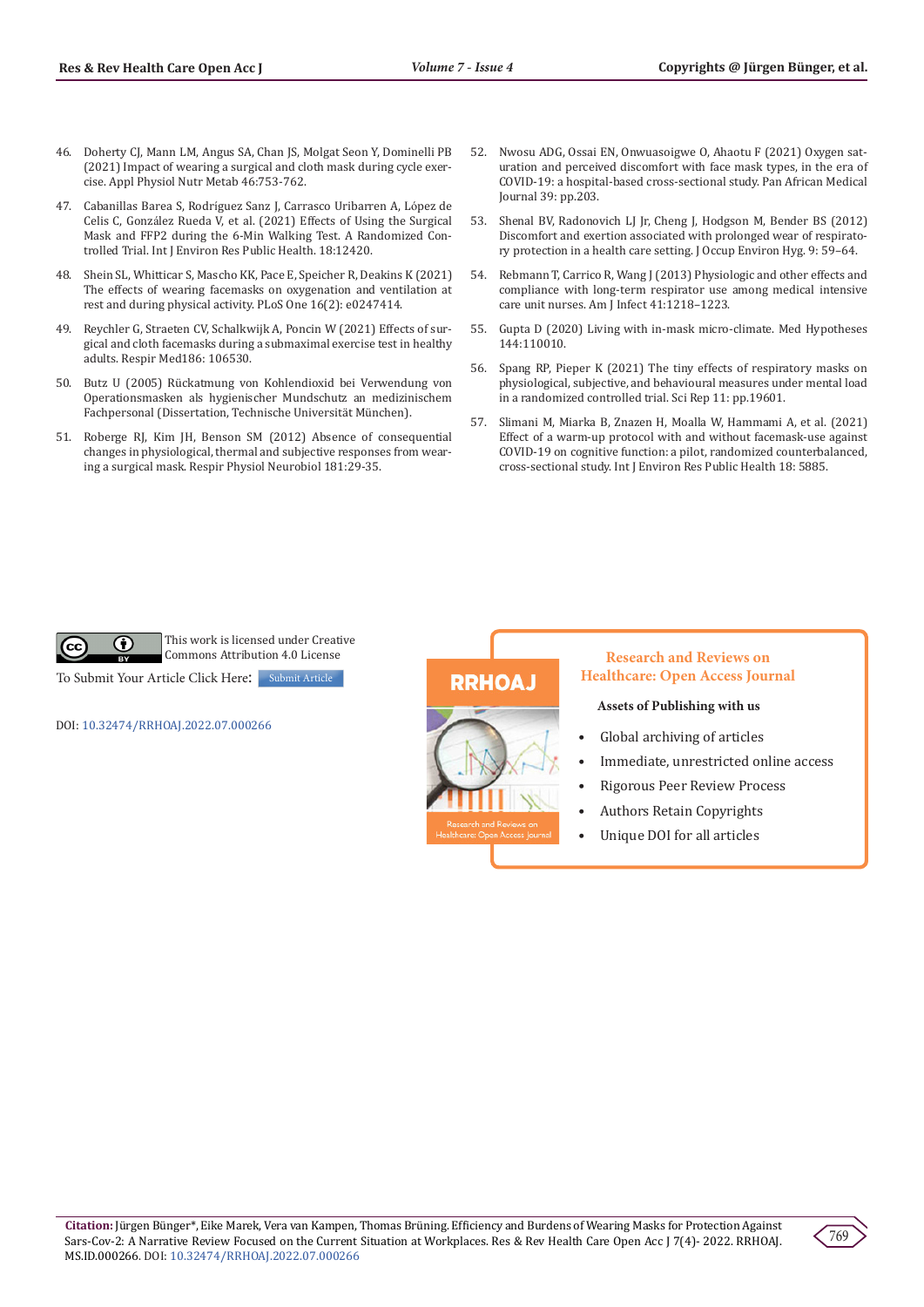46. Doherty CJ, Mann LM, Angus SA, Chan JS, Molgat Seon Y, Dominelli PB (2021) Impact of wearing a surgical and cloth mask during cycle exercise. Appl Physiol Nutr Metab 46:753-762.
47. Cabanillas Barea S, Rodríguez Sanz J, Carrasco Uribarren A, López de Celis C, González Rueda V, et al. (2021) Effects of Using the Surgical Mask and FFP2 during the 6-Min Walking Test. A Randomized Controlled Trial. Int J Environ Res Public Health. 18:12420.
48. Shein SL, Whitticar S, Mascho KK, Pace E, Speicher R, Deakins K (2021) The effects of wearing facemasks on oxygenation and ventilation at rest and during physical activity. PLoS One 16(2): e0247414.
49. Reychler G, Straeten CV, Schalkwijk A, Poncin W (2021) Effects of surgical and cloth facemasks during a submaximal exercise test in healthy adults. Respir Med186: 106530.
50. Butz U (2005) Rückatmung von Kohlendioxid bei Verwendung von Operationsmasken als hygienischer Mundschutz an medizinischem Fachpersonal (Dissertation, Technische Universität München).
51. Roberge RJ, Kim JH, Benson SM (2012) Absence of consequential changes in physiological, thermal and subjective responses from wearing a surgical mask. Respir Physiol Neurobiol 181:29-35.
52. Nwosu ADG, Ossai EN, Onwuasoigwe O, Ahaotu F (2021) Oxygen saturation and perceived discomfort with face mask types, in the era of COVID-19: a hospital-based cross-sectional study. Pan African Medical Journal 39: pp.203.
53. Shenal BV, Radonovich LJ Jr, Cheng J, Hodgson M, Bender BS (2012) Discomfort and exertion associated with prolonged wear of respiratory protection in a health care setting. J Occup Environ Hyg. 9: 59–64.
54. Rebmann T, Carrico R, Wang J (2013) Physiologic and other effects and compliance with long-term respirator use among medical intensive care unit nurses. Am J Infect 41:1218–1223.
55. Gupta D (2020) Living with in-mask micro-climate. Med Hypotheses 144:110010.
56. Spang RP, Pieper K (2021) The tiny effects of respiratory masks on physiological, subjective, and behavioural measures under mental load in a randomized controlled trial. Sci Rep 11: pp.19601.
57. Slimani M, Miarka B, Znazen H, Moalla W, Hammami A, et al. (2021) Effect of a warm-up protocol with and without facemask-use against COVID-19 on cognitive function: a pilot, randomized counterbalanced, cross-sectional study. Int J Environ Res Public Health 18: 5885.

This work is licensed under Creative Commons Attribution 4.0 License

To Submit Your Article Click Here: Submit Article

DOI: 10.32474/RRHOAJ.2022.07.000266

**Research and Reviews on Healthcare: Open Access Journal**

**Assets of Publishing with us**

- Global archiving of articles
- Immediate, unrestricted online access
- Rigorous Peer Review Process
- Authors Retain Copyrights
- Unique DOI for all articles

**Citation:** Jürgen Bünger*, Eike Marek, Vera van Kampen, Thomas Brüning. Efficiency and Burdens of Wearing Masks for Protection Against Sars-Cov-2: A Narrative Review Focused on the Current Situation at Workplaces. Res & Rev Health Care Open Acc J 7(4)- 2022. RRHOAJ. MS.ID.000266. DOI: 10.32474/RRHOAJ.2022.07.000266